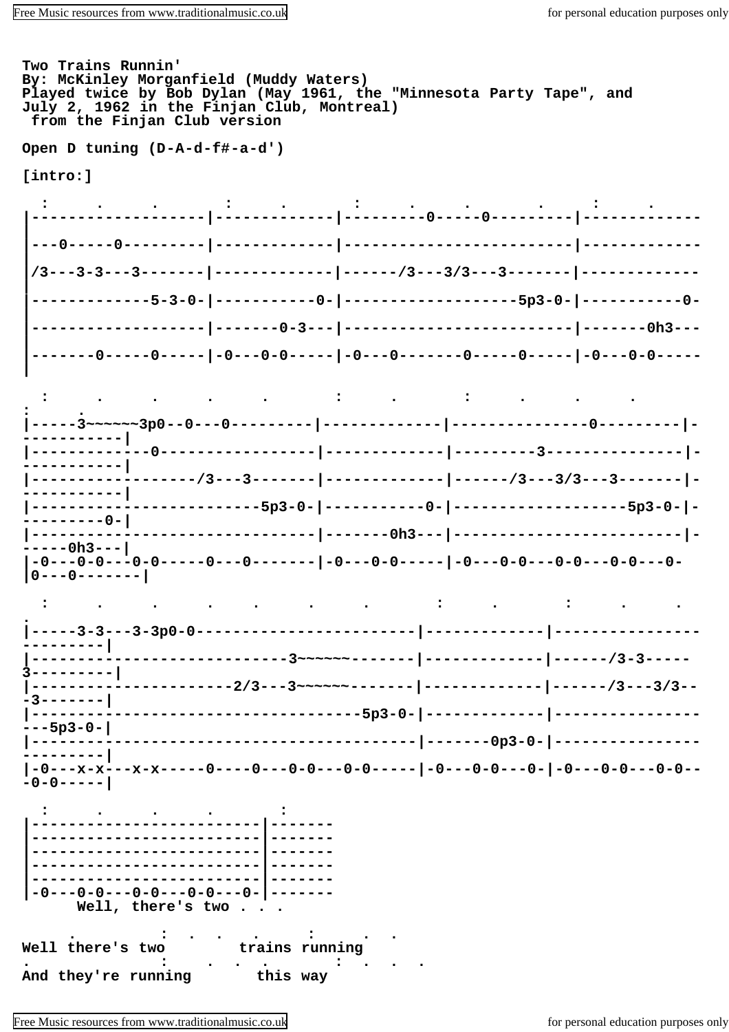**Two Trains Runnin'**
**By: McKinley Morganfield (Muddy Waters)**
**Played twice by Bob Dylan (May 1961, the "Minnesota Party Tape", and July 2, 1962 in the Finjan Club, Montreal)**
**from the Finjan Club version**

**Open D tuning (D-A-d-f#-a-d')**

**[intro:]**

```
  :     .     .      :     .      :     .    .      .     :     .
|------------------|------------|---------0-----0---------|------------
|
|---0-----0---------|------------|-----------------------|------------
|
|/3---3-3---3-------|------------|------/3---3/3---3-------|------------
|
|------------5-3-0-|-----------0-|------------------5p3-0-|-----------0-
|
|------------------|-------0-3---|-----------------------|-------0h3---
|
|-------0-----0-----|-0---0-0-----|-0---0-------0-----0-----|-0---0-0-----
|

  :     .     .     .     .       :     .       :     .     .     .
:   .
|-----3~~~~~~3p0--0---0---------|------------|--------------0---------|-
----------|
|-------------0-----------------|------------|---------3---------------|-
----------|
|-----------------/3---3-------|------------|------/3---3/3---3-------|-
----------|
|------------------------5p3-0-|-----------0-|------------------5p3-0-|-
---------0-|
|------------------------------|-------0h3---|-----------------------|-
-----0h3---|
|-0---0-0---0-0-----0---0-------|-0---0-0-----|-0---0-0---0-0---0-0---0-
|0---0-------|

  :     .     .     .    .     .     .       :     .       :     .     .
.
|-----3-3---3-3p0-0-----------------------|------------|---------------
---------|
|---------------------------3~~~~~~-------|------------|------/3-3-----
3---------|
|---------------------2/3---3~~~~~~-------|------------|------/3---3/3--
-3-------|
|------------------------------------5p3-0-|------------|---------------
---5p3-0-|
|----------------------------------------|-------0p3-0-|---------------
---------|
|-0---x-x---x-x-----0----0---0-0---0-0-----|-0---0-0---0-|-0---0-0---0-0--
-0-0-----|

  :     .     .     .       :
|-----------------------|-------
|-----------------------|-------
|-----------------------|-------
|-----------------------|-------
|-----------------------|-------
|-0---0-0---0-0---0-0---0-|-------
       Well, there's two . . .

      .         :  .  .   .     :    .  .
Well there's two        trains running
.               :   .  .  .       :  .  .  .
And they're running       this way
```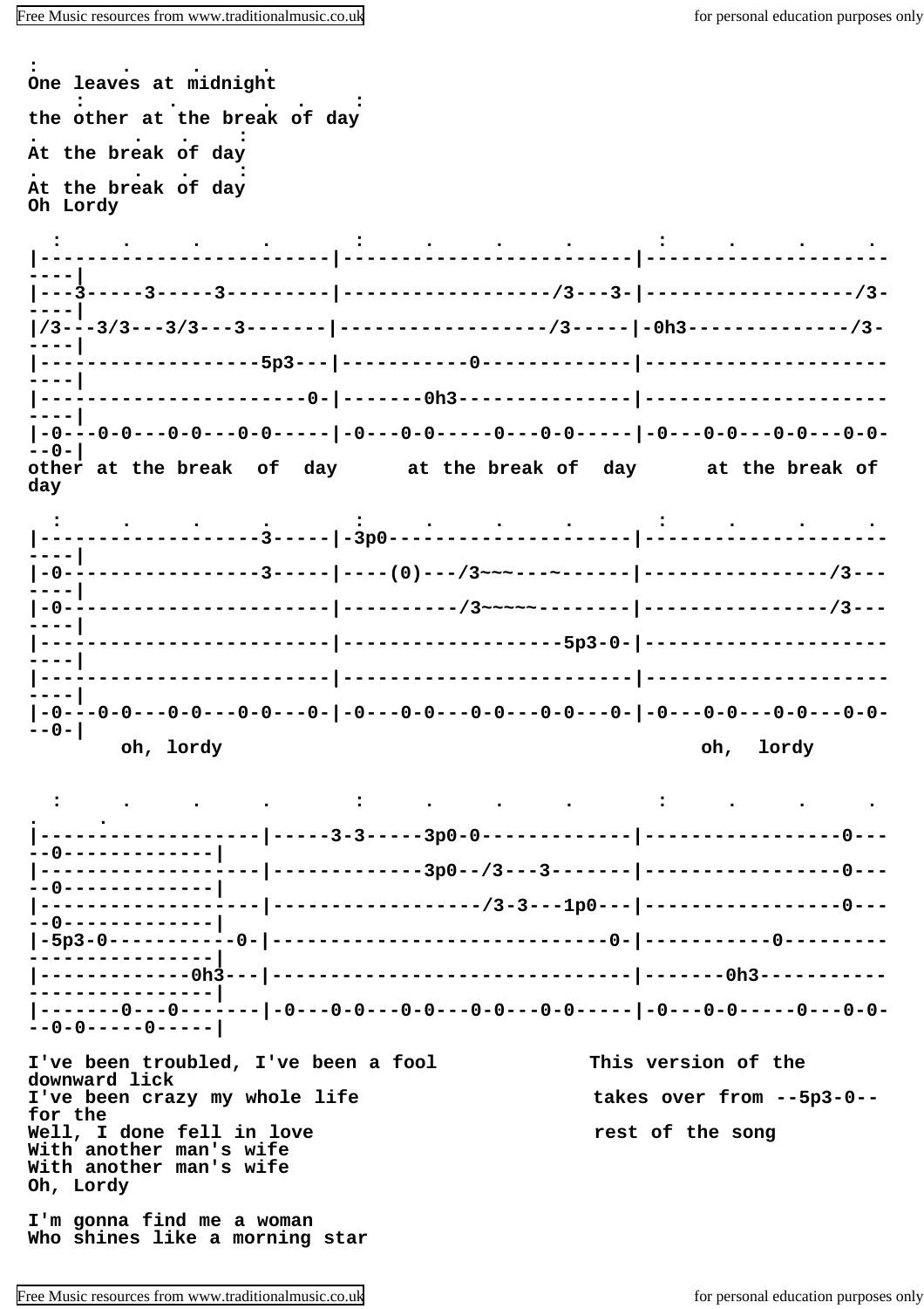```
:       .     .     .
One leaves at midnight
    :     .     .  .     :
the other at the break of day
.      .    .    :
At the break of day
.      .    .    :
At the break of day
Oh Lordy

  :     .     .     .       :     .     .     .       :     .     .     .
|------------------------|------------------------|------------------------|
|---3-----3-----3---------|-----------------/3---3-|-----------------/3----|
|/3---3/3---3/3---3-------|-----------------/3-----|-0h3-------------/3----|
|-------------------5p3---|-----------0------------|------------------------|
|-----------------------0-|-------0h3--------------|------------------------|
|-0---0-0---0-0---0-0-----|-0---0-0-----0---0-0-----|-0---0-0---0-0---0-0--0-|
other at the break  of  day      at the break of  day      at the break of
day

  :     .     .     .       :     .     .     .       :     .     .     .
|-------------------3-----|-3p0--------------------|------------------------|
|-0-----------------3-----|----(0)---/3~~~---~-------|----------------/3-------|
|-0-----------------------|----------/3~~~~~--------|----------------/3-------|
|-------------------------|------------------5p3-0-|------------------------|
|-------------------------|------------------------|------------------------|
|-0---0-0---0-0---0-0---0-|-0---0-0---0-0---0-0---0-|-0---0-0---0-0---0-0--0-|
        oh, lordy                                          oh,  lordy


  :     .     .     .       :     .     .     .       :     .     .     .
.     .
|-------------------|-----3-3-----3p0-0------------|-----------------0-----0-------------|
|-------------------|-------------3p0--/3---3------|-----------------0-----0-------------|
|-------------------|------------------/3-3---1p0---|-----------------0-----0-------------|
|-5p3-0-----------0-|----------------------------0-|-----------0-------------------------|
|-------------0h3---|-------------------------------|-------0h3---------------------------|
|-------0---0-------|-0---0-0---0-0---0-0---0-0-----|-0---0-0-----0---0-0---0-0-----0-----|
```

I've been troubled, I've been a fool
I've been crazy my whole life
Well, I done fell in love
With another man's wife
With another man's wife
Oh, Lordy

This version of the downward lick takes over from --5p3-0-- for the rest of the song

I'm gonna find me a woman
Who shines like a morning star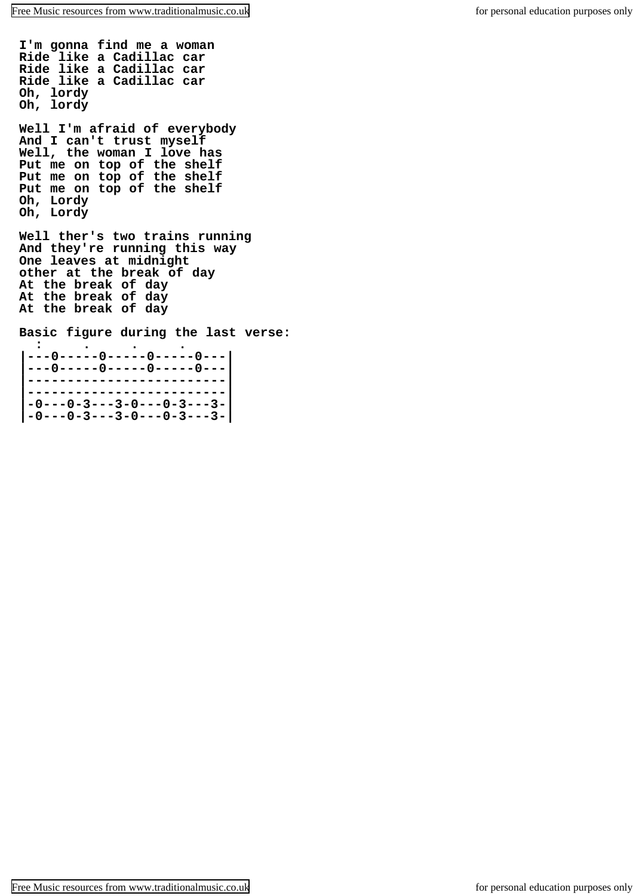I'm gonna find me a woman
Ride like a Cadillac car
Ride like a Cadillac car
Ride like a Cadillac car
Oh, lordy
Oh, lordy

Well I'm afraid of everybody
And I can't trust myself
Well, the woman I love has
Put me on top of the shelf
Put me on top of the shelf
Put me on top of the shelf
Oh, Lordy
Oh, Lordy

Well ther's two trains running
And they're running this way
One leaves at midnight
other at the break of day
At the break of day
At the break of day
At the break of day

Basic figure during the last verse:

```
  :     .     .     .
|---0-----0-----0-----0---|
|---0-----0-----0-----0---|
|-------------------------|
|-------------------------|
|-0---0-3---3-0---0-3---3-|
|-0---0-3---3-0---0-3---3-|
```